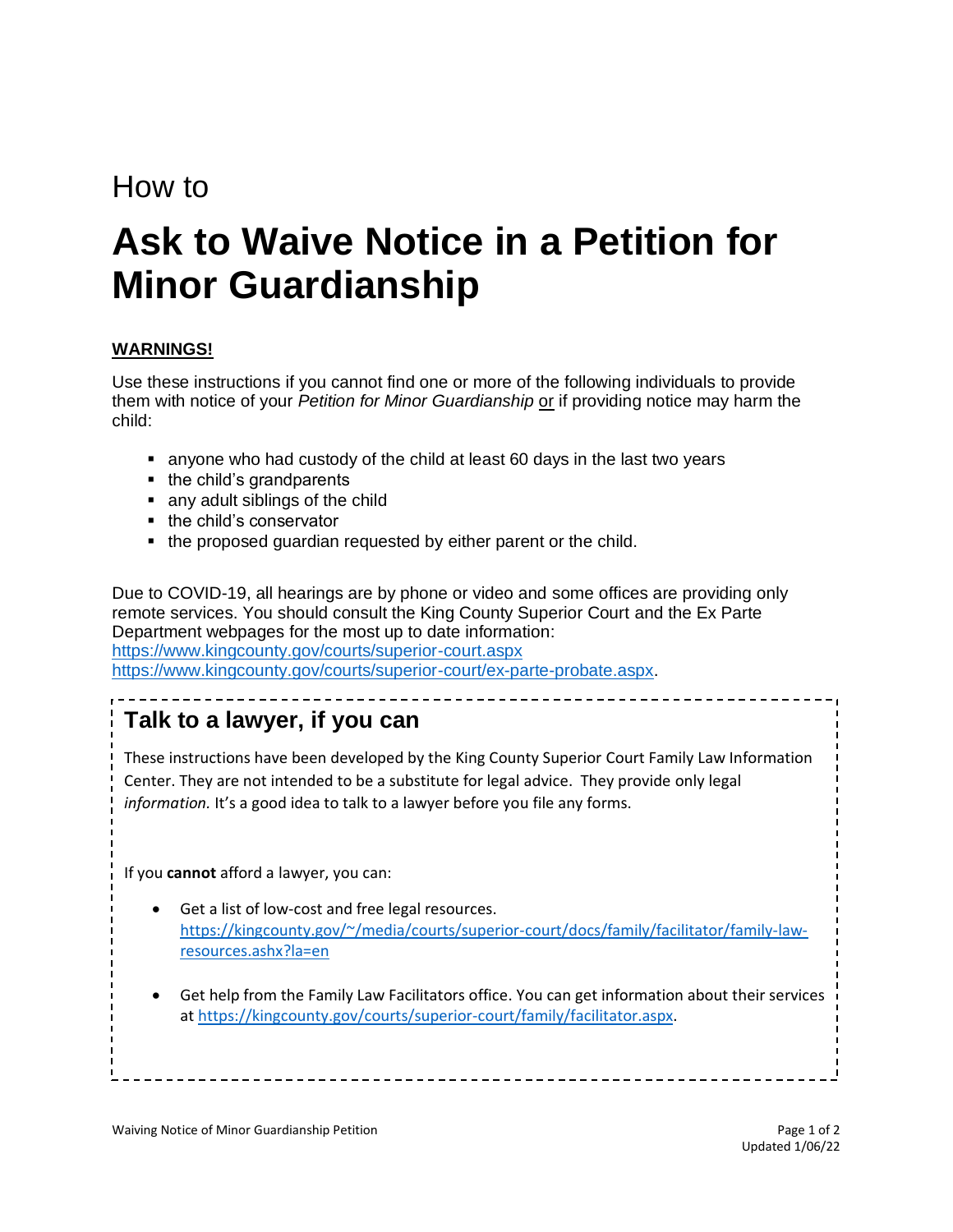How to

# Ask to Waive Notice in a Petition for Minor Guardianship

**WARNINGS!**

Use these instructions if you cannot find one or more of the following individuals to provide them with notice of your *Petition for Minor Guardianship* or if providing notice may harm the child:

- anyone who had custody of the child at least 60 days in the last two years
- the child's grandparents
- any adult siblings of the child
- the child's conservator
- the proposed guardian requested by either parent or the child.

Due to COVID-19, all hearings are by phone or video and some offices are providing only remote services. You should consult the King County Superior Court and the Ex Parte Department webpages for the most up to date information:
https://www.kingcounty.gov/courts/superior-court.aspx
https://www.kingcounty.gov/courts/superior-court/ex-parte-probate.aspx.

## Talk to a lawyer, if you can

These instructions have been developed by the King County Superior Court Family Law Information Center. They are not intended to be a substitute for legal advice. They provide only legal *information.* It's a good idea to talk to a lawyer before you file any forms.

If you **cannot** afford a lawyer, you can:

- Get a list of low-cost and free legal resources. https://kingcounty.gov/~/media/courts/superior-court/docs/family/facilitator/family-law-resources.ashx?la=en
- Get help from the Family Law Facilitators office. You can get information about their services at https://kingcounty.gov/courts/superior-court/family/facilitator.aspx.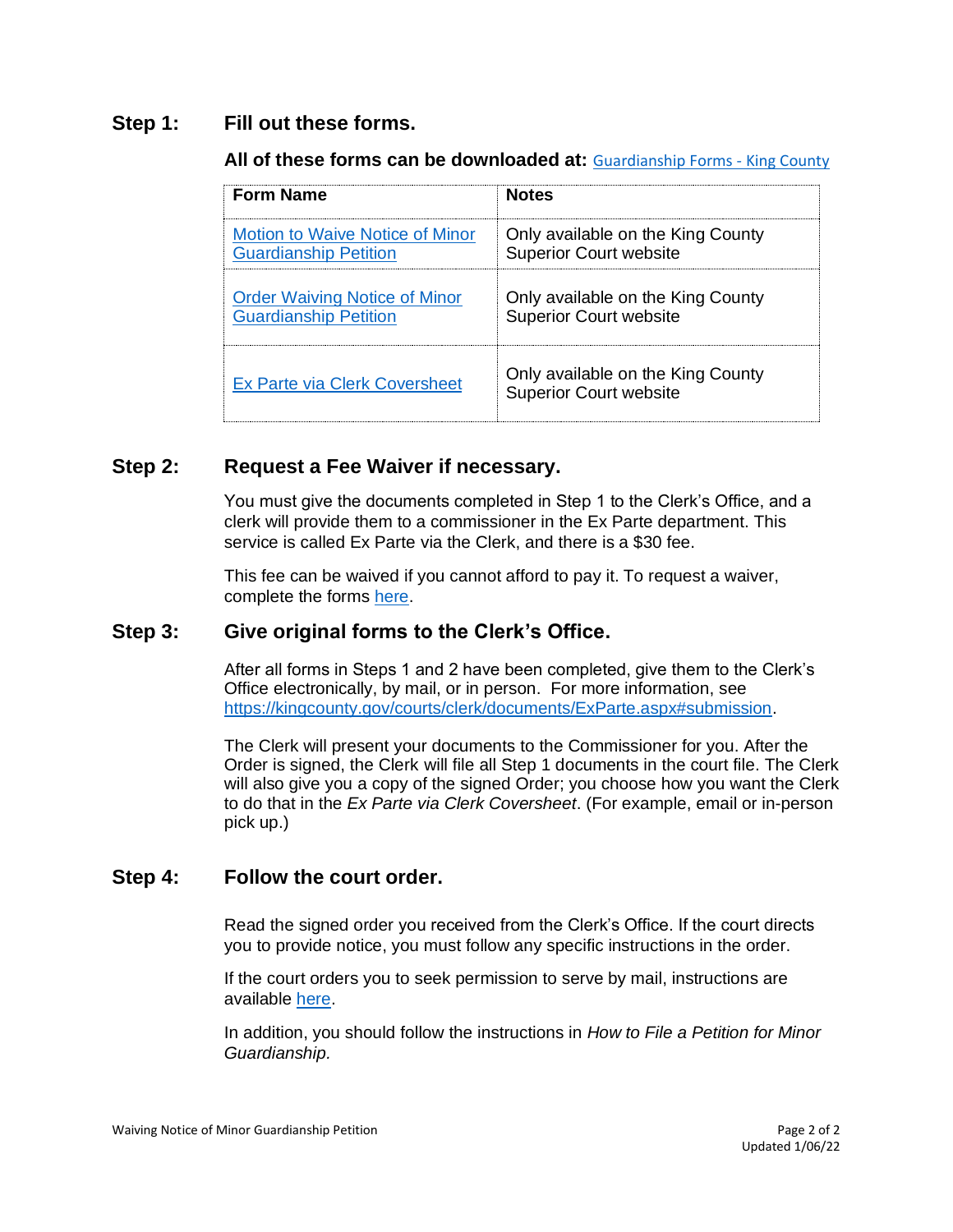## Step 1: Fill out these forms.

**All of these forms can be downloaded at:** Guardianship Forms - King County

| Form Name | Notes |
|---|---|
| Motion to Waive Notice of Minor Guardianship Petition | Only available on the King County Superior Court website |
| Order Waiving Notice of Minor Guardianship Petition | Only available on the King County Superior Court website |
| Ex Parte via Clerk Coversheet | Only available on the King County Superior Court website |

## Step 2: Request a Fee Waiver if necessary.

You must give the documents completed in Step 1 to the Clerk's Office, and a clerk will provide them to a commissioner in the Ex Parte department. This service is called Ex Parte via the Clerk, and there is a $30 fee.

This fee can be waived if you cannot afford to pay it. To request a waiver, complete the forms here.

## Step 3: Give original forms to the Clerk's Office.

After all forms in Steps 1 and 2 have been completed, give them to the Clerk's Office electronically, by mail, or in person. For more information, see https://kingcounty.gov/courts/clerk/documents/ExParte.aspx#submission.

The Clerk will present your documents to the Commissioner for you. After the Order is signed, the Clerk will file all Step 1 documents in the court file. The Clerk will also give you a copy of the signed Order; you choose how you want the Clerk to do that in the *Ex Parte via Clerk Coversheet*. (For example, email or in-person pick up.)

## Step 4: Follow the court order.

Read the signed order you received from the Clerk's Office. If the court directs you to provide notice, you must follow any specific instructions in the order.

If the court orders you to seek permission to serve by mail, instructions are available here.

In addition, you should follow the instructions in *How to File a Petition for Minor Guardianship.*